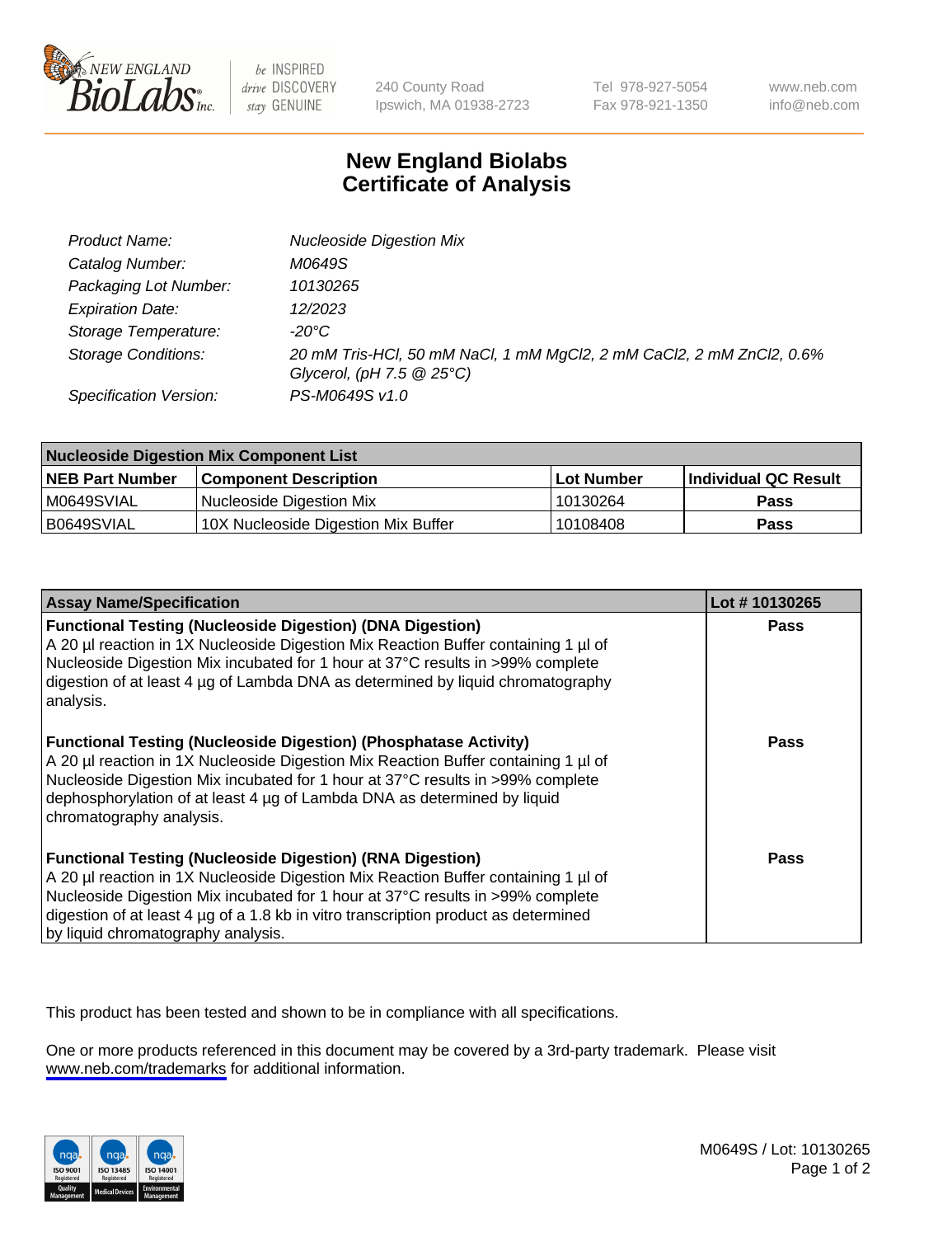# New England Biolabs Certificate of Analysis

| | |
|---|---|
| *Product Name:* | *Nucleoside Digestion Mix* |
| *Catalog Number:* | *M0649S* |
| *Packaging Lot Number:* | *10130265* |
| *Expiration Date:* | *12/2023* |
| *Storage Temperature:* | *-20°C* |
| *Storage Conditions:* | *20 mM Tris-HCl, 50 mM NaCl, 1 mM MgCl2, 2 mM CaCl2, 2 mM ZnCl2, 0.6% Glycerol, (pH 7.5 @ 25°C)* |
| *Specification Version:* | *PS-M0649S v1.0* |

| Nucleoside Digestion Mix Component List | | | |
|---|---|---|---|
| **NEB Part Number** | **Component Description** | **Lot Number** | **Individual QC Result** |
| M0649SVIAL | Nucleoside Digestion Mix | 10130264 | **Pass** |
| B0649SVIAL | 10X Nucleoside Digestion Mix Buffer | 10108408 | **Pass** |

| Assay Name/Specification | Lot # 10130265 |
|---|---|
| **Functional Testing (Nucleoside Digestion) (DNA Digestion)** A 20 µl reaction in 1X Nucleoside Digestion Mix Reaction Buffer containing 1 µl of Nucleoside Digestion Mix incubated for 1 hour at 37°C results in >99% complete digestion of at least 4 µg of Lambda DNA as determined by liquid chromatography analysis. | **Pass** |
| **Functional Testing (Nucleoside Digestion) (Phosphatase Activity)** A 20 µl reaction in 1X Nucleoside Digestion Mix Reaction Buffer containing 1 µl of Nucleoside Digestion Mix incubated for 1 hour at 37°C results in >99% complete dephosphorylation of at least 4 µg of Lambda DNA as determined by liquid chromatography analysis. | **Pass** |
| **Functional Testing (Nucleoside Digestion) (RNA Digestion)** A 20 µl reaction in 1X Nucleoside Digestion Mix Reaction Buffer containing 1 µl of Nucleoside Digestion Mix incubated for 1 hour at 37°C results in >99% complete digestion of at least 4 µg of a 1.8 kb in vitro transcription product as determined by liquid chromatography analysis. | **Pass** |

This product has been tested and shown to be in compliance with all specifications.

One or more products referenced in this document may be covered by a 3rd-party trademark. Please visit www.neb.com/trademarks for additional information.

M0649S / Lot: 10130265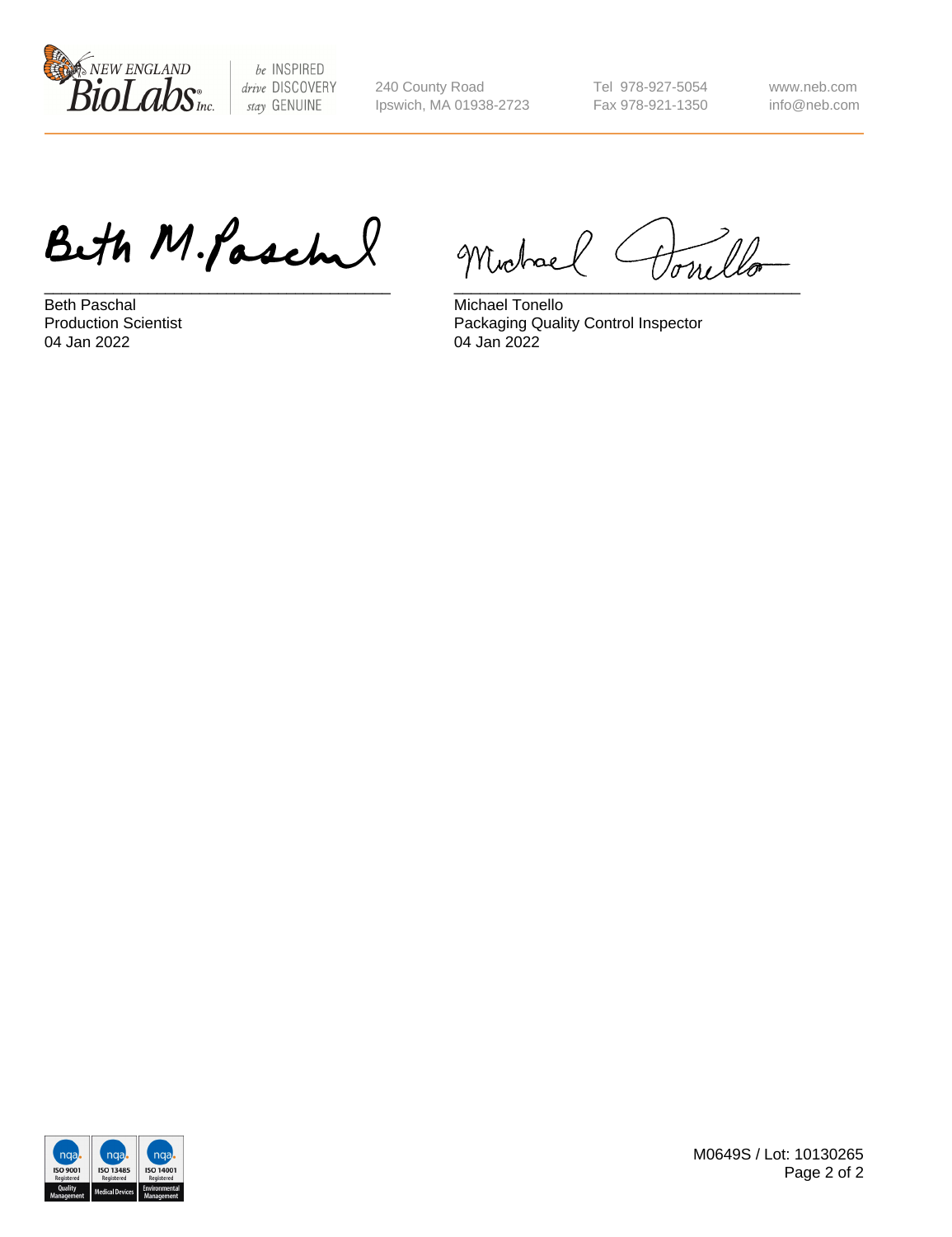Beth Paschal
Production Scientist
04 Jan 2022

Michael Tonello
Packaging Quality Control Inspector
04 Jan 2022

M0649S / Lot: 10130265